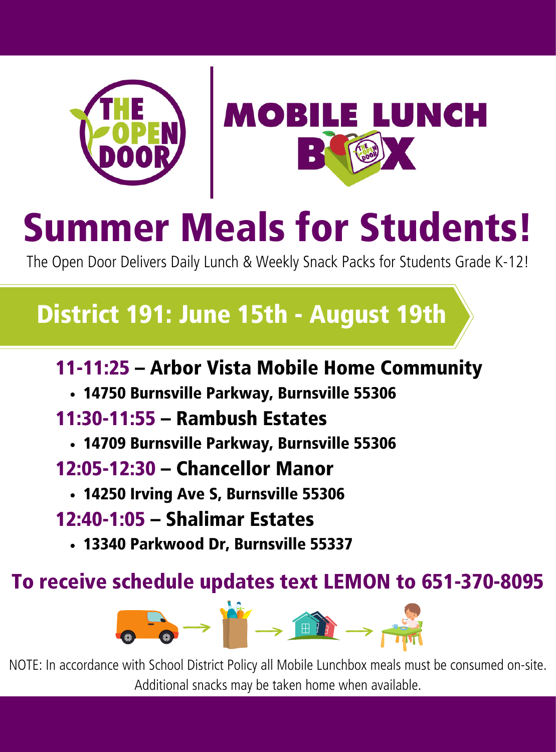THE OPEN DOOR | MOBILE LUNCH BOX

# Summer Meals for Students!

The Open Door Delivers Daily Lunch & Weekly Snack Packs for Students Grade K-12!

## District 191: June 15th - August 19th

### 11-11:25 – Arbor Vista Mobile Home Community

- **14750 Burnsville Parkway, Burnsville 55306**

### 11:30-11:55 – Rambush Estates

- **14709 Burnsville Parkway, Burnsville 55306**

### 12:05-12:30 – Chancellor Manor

- **14250 Irving Ave S, Burnsville 55306**

### 12:40-1:05 – Shalimar Estates

- **13340 Parkwood Dr, Burnsville 55337**

## To receive schedule updates text LEMON to 651-370-8095

NOTE: In accordance with School District Policy all Mobile Lunchbox meals must be consumed on-site. Additional snacks may be taken home when available.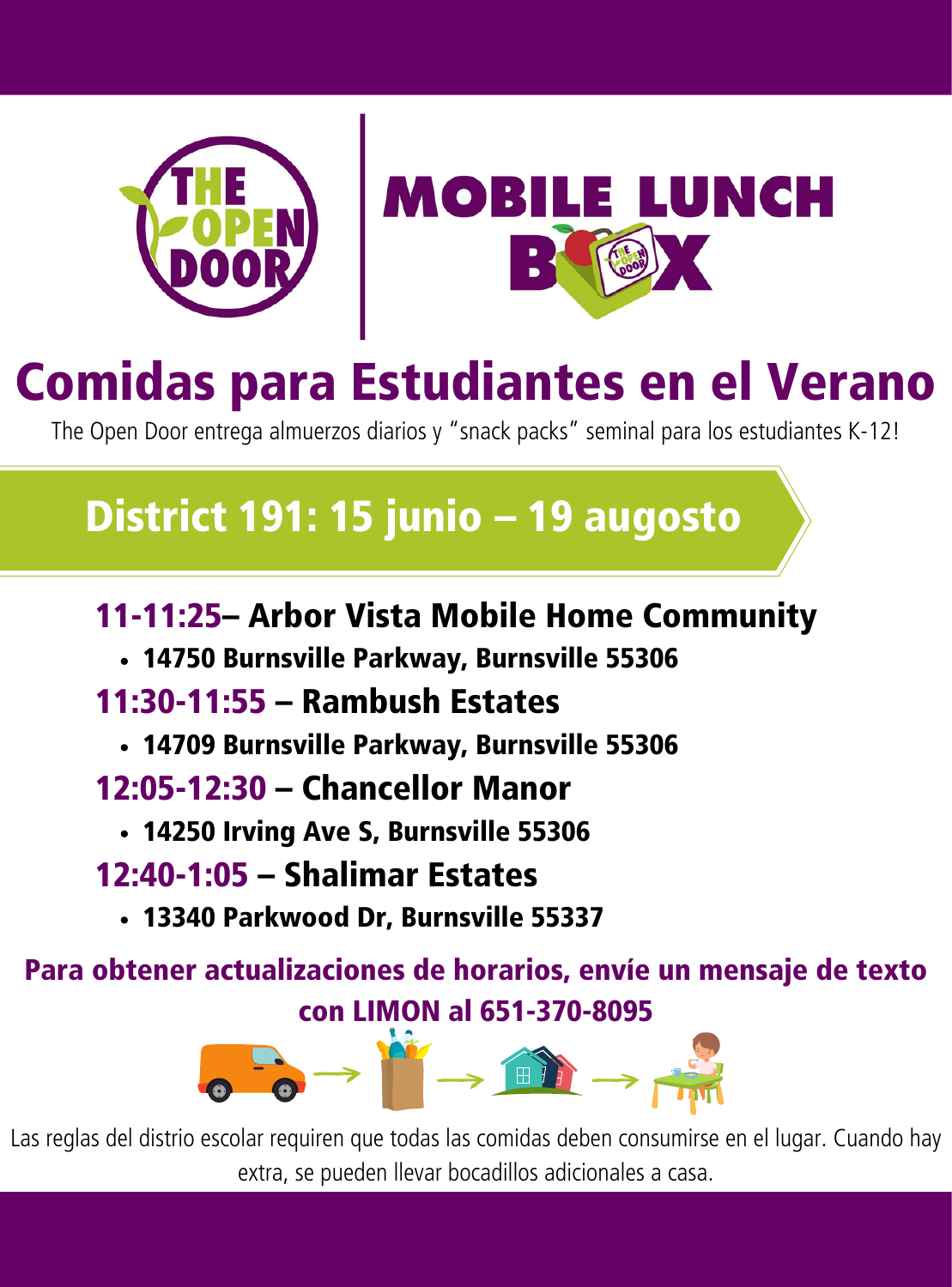THE OPEN DOOR | MOBILE LUNCH BOX

# Comidas para Estudiantes en el Verano

The Open Door entrega almuerzos diarios y "snack packs" seminal para los estudiantes K-12!

## District 191: 15 junio – 19 augosto

### 11-11:25– Arbor Vista Mobile Home Community

- **14750 Burnsville Parkway, Burnsville 55306**

### 11:30-11:55 – Rambush Estates

- **14709 Burnsville Parkway, Burnsville 55306**

### 12:05-12:30 – Chancellor Manor

- **14250 Irving Ave S, Burnsville 55306**

### 12:40-1:05 – Shalimar Estates

- **13340 Parkwood Dr, Burnsville 55337**

**Para obtener actualizaciones de horarios, envíe un mensaje de texto con LIMON al 651-370-8095**

Las reglas del distrio escolar requiren que todas las comidas deben consumirse en el lugar. Cuando hay extra, se pueden llevar bocadillos adicionales a casa.